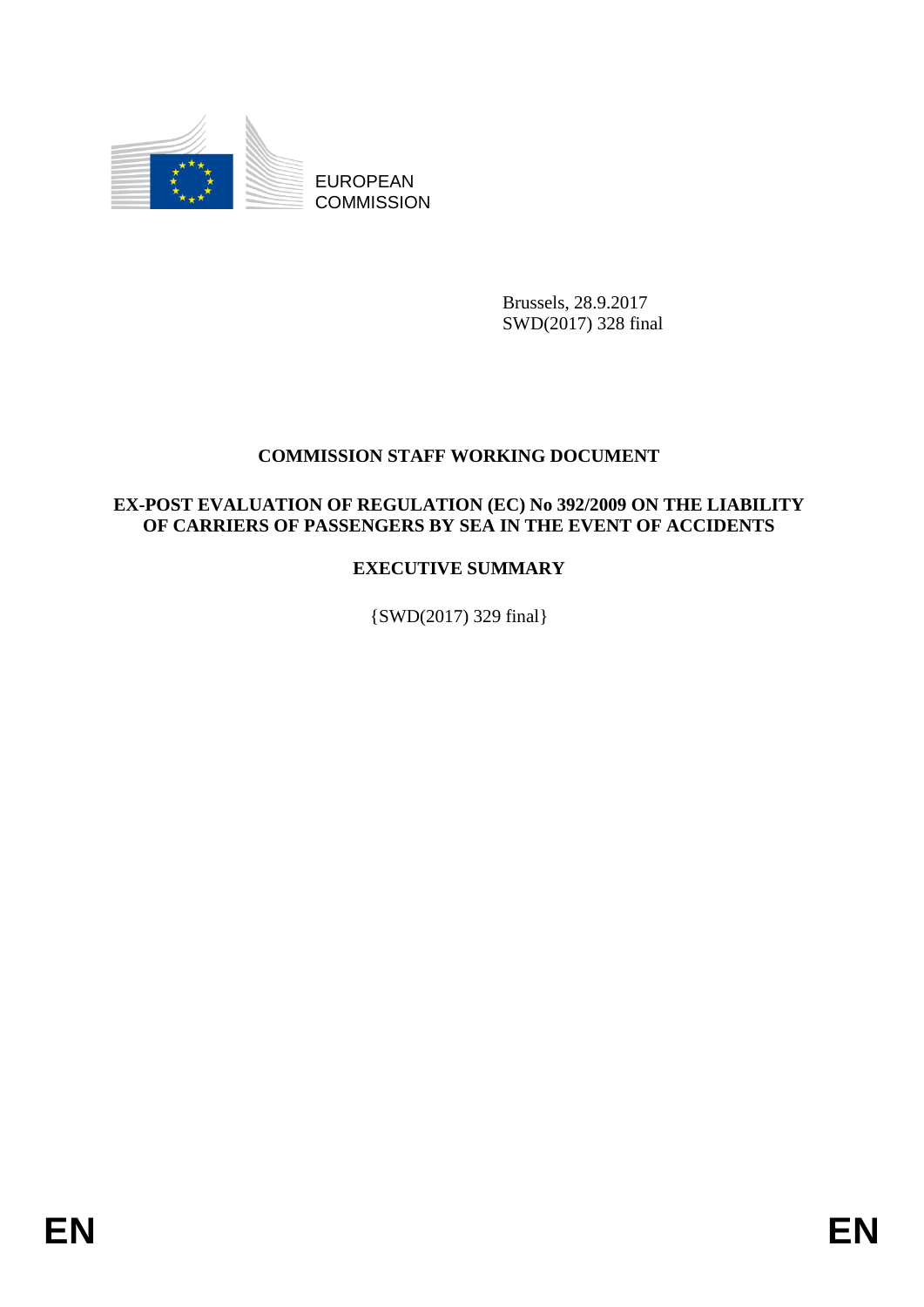EUROPEAN COMMISSION

Brussels, 28.9.2017
SWD(2017) 328 final

# COMMISSION STAFF WORKING DOCUMENT

## EX-POST EVALUATION OF REGULATION (EC) No 392/2009 ON THE LIABILITY OF CARRIERS OF PASSENGERS BY SEA IN THE EVENT OF ACCIDENTS

## EXECUTIVE SUMMARY

{SWD(2017) 329 final}

EN EN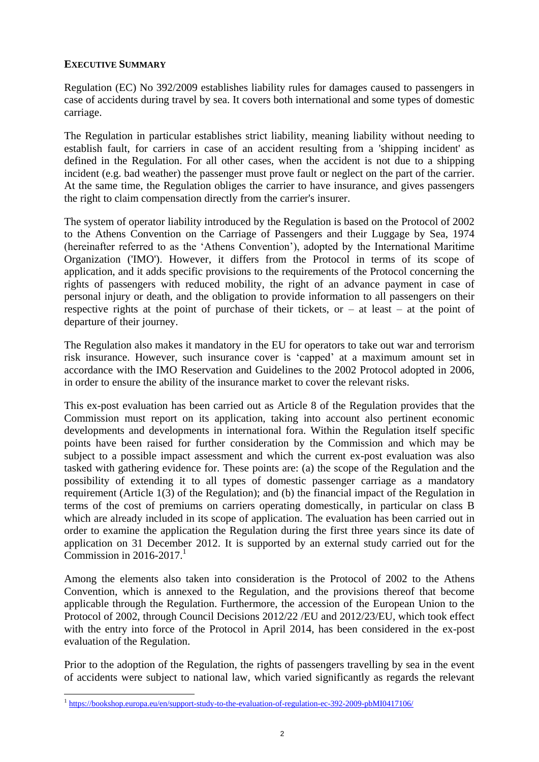**EXECUTIVE SUMMARY**

Regulation (EC) No 392/2009 establishes liability rules for damages caused to passengers in case of accidents during travel by sea. It covers both international and some types of domestic carriage.

The Regulation in particular establishes strict liability, meaning liability without needing to establish fault, for carriers in case of an accident resulting from a 'shipping incident' as defined in the Regulation. For all other cases, when the accident is not due to a shipping incident (e.g. bad weather) the passenger must prove fault or neglect on the part of the carrier. At the same time, the Regulation obliges the carrier to have insurance, and gives passengers the right to claim compensation directly from the carrier's insurer.

The system of operator liability introduced by the Regulation is based on the Protocol of 2002 to the Athens Convention on the Carriage of Passengers and their Luggage by Sea, 1974 (hereinafter referred to as the 'Athens Convention'), adopted by the International Maritime Organization ('IMO'). However, it differs from the Protocol in terms of its scope of application, and it adds specific provisions to the requirements of the Protocol concerning the rights of passengers with reduced mobility, the right of an advance payment in case of personal injury or death, and the obligation to provide information to all passengers on their respective rights at the point of purchase of their tickets, or – at least – at the point of departure of their journey.

The Regulation also makes it mandatory in the EU for operators to take out war and terrorism risk insurance. However, such insurance cover is 'capped' at a maximum amount set in accordance with the IMO Reservation and Guidelines to the 2002 Protocol adopted in 2006, in order to ensure the ability of the insurance market to cover the relevant risks.

This ex-post evaluation has been carried out as Article 8 of the Regulation provides that the Commission must report on its application, taking into account also pertinent economic developments and developments in international fora. Within the Regulation itself specific points have been raised for further consideration by the Commission and which may be subject to a possible impact assessment and which the current ex-post evaluation was also tasked with gathering evidence for. These points are: (a) the scope of the Regulation and the possibility of extending it to all types of domestic passenger carriage as a mandatory requirement (Article 1(3) of the Regulation); and (b) the financial impact of the Regulation in terms of the cost of premiums on carriers operating domestically, in particular on class B which are already included in its scope of application. The evaluation has been carried out in order to examine the application the Regulation during the first three years since its date of application on 31 December 2012. It is supported by an external study carried out for the Commission in 2016-2017.[1]

Among the elements also taken into consideration is the Protocol of 2002 to the Athens Convention, which is annexed to the Regulation, and the provisions thereof that become applicable through the Regulation. Furthermore, the accession of the European Union to the Protocol of 2002, through Council Decisions 2012/22 /EU and 2012/23/EU, which took effect with the entry into force of the Protocol in April 2014, has been considered in the ex-post evaluation of the Regulation.

Prior to the adoption of the Regulation, the rights of passengers travelling by sea in the event of accidents were subject to national law, which varied significantly as regards the relevant

[1] https://bookshop.europa.eu/en/support-study-to-the-evaluation-of-regulation-ec-392-2009-pbMI0417106/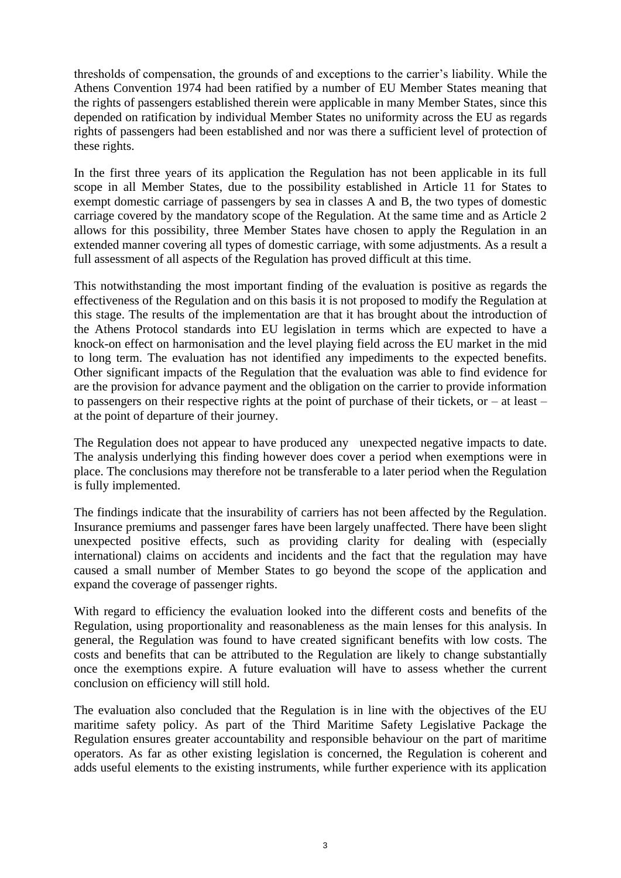thresholds of compensation, the grounds of and exceptions to the carrier's liability. While the Athens Convention 1974 had been ratified by a number of EU Member States meaning that the rights of passengers established therein were applicable in many Member States, since this depended on ratification by individual Member States no uniformity across the EU as regards rights of passengers had been established and nor was there a sufficient level of protection of these rights.

In the first three years of its application the Regulation has not been applicable in its full scope in all Member States, due to the possibility established in Article 11 for States to exempt domestic carriage of passengers by sea in classes A and B, the two types of domestic carriage covered by the mandatory scope of the Regulation. At the same time and as Article 2 allows for this possibility, three Member States have chosen to apply the Regulation in an extended manner covering all types of domestic carriage, with some adjustments. As a result a full assessment of all aspects of the Regulation has proved difficult at this time.

This notwithstanding the most important finding of the evaluation is positive as regards the effectiveness of the Regulation and on this basis it is not proposed to modify the Regulation at this stage. The results of the implementation are that it has brought about the introduction of the Athens Protocol standards into EU legislation in terms which are expected to have a knock-on effect on harmonisation and the level playing field across the EU market in the mid to long term. The evaluation has not identified any impediments to the expected benefits. Other significant impacts of the Regulation that the evaluation was able to find evidence for are the provision for advance payment and the obligation on the carrier to provide information to passengers on their respective rights at the point of purchase of their tickets, or – at least – at the point of departure of their journey.

The Regulation does not appear to have produced any unexpected negative impacts to date. The analysis underlying this finding however does cover a period when exemptions were in place. The conclusions may therefore not be transferable to a later period when the Regulation is fully implemented.

The findings indicate that the insurability of carriers has not been affected by the Regulation. Insurance premiums and passenger fares have been largely unaffected. There have been slight unexpected positive effects, such as providing clarity for dealing with (especially international) claims on accidents and incidents and the fact that the regulation may have caused a small number of Member States to go beyond the scope of the application and expand the coverage of passenger rights.

With regard to efficiency the evaluation looked into the different costs and benefits of the Regulation, using proportionality and reasonableness as the main lenses for this analysis. In general, the Regulation was found to have created significant benefits with low costs. The costs and benefits that can be attributed to the Regulation are likely to change substantially once the exemptions expire. A future evaluation will have to assess whether the current conclusion on efficiency will still hold.

The evaluation also concluded that the Regulation is in line with the objectives of the EU maritime safety policy. As part of the Third Maritime Safety Legislative Package the Regulation ensures greater accountability and responsible behaviour on the part of maritime operators. As far as other existing legislation is concerned, the Regulation is coherent and adds useful elements to the existing instruments, while further experience with its application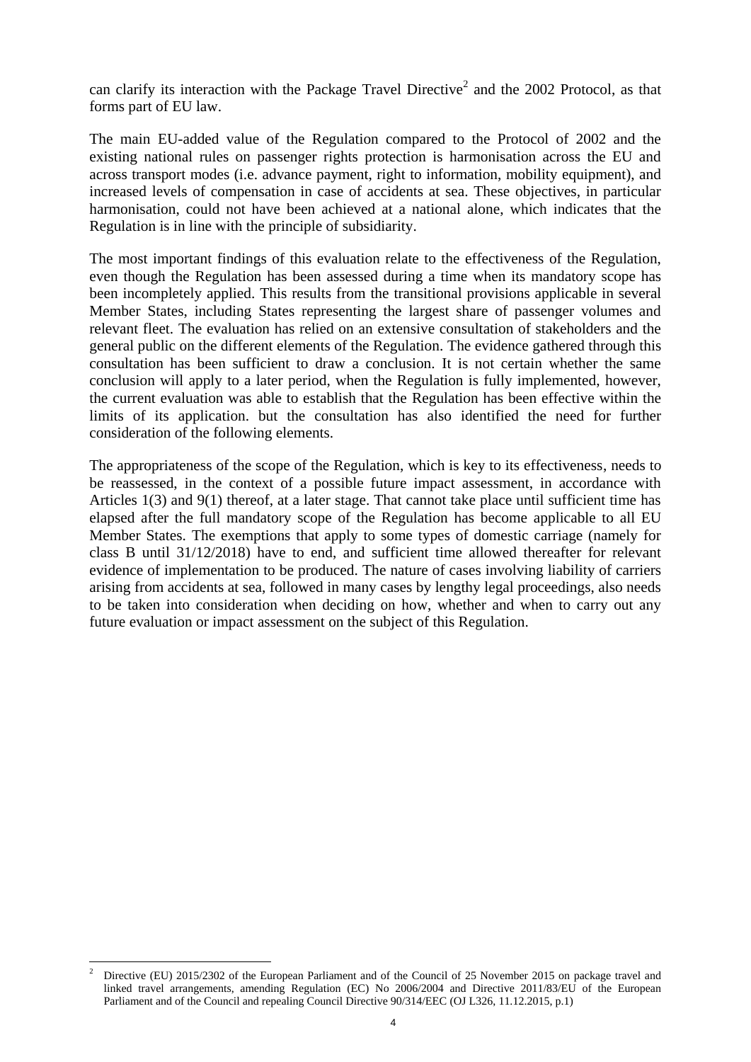can clarify its interaction with the Package Travel Directive[2] and the 2002 Protocol, as that forms part of EU law.

The main EU-added value of the Regulation compared to the Protocol of 2002 and the existing national rules on passenger rights protection is harmonisation across the EU and across transport modes (i.e. advance payment, right to information, mobility equipment), and increased levels of compensation in case of accidents at sea. These objectives, in particular harmonisation, could not have been achieved at a national alone, which indicates that the Regulation is in line with the principle of subsidiarity.

The most important findings of this evaluation relate to the effectiveness of the Regulation, even though the Regulation has been assessed during a time when its mandatory scope has been incompletely applied. This results from the transitional provisions applicable in several Member States, including States representing the largest share of passenger volumes and relevant fleet. The evaluation has relied on an extensive consultation of stakeholders and the general public on the different elements of the Regulation. The evidence gathered through this consultation has been sufficient to draw a conclusion. It is not certain whether the same conclusion will apply to a later period, when the Regulation is fully implemented, however, the current evaluation was able to establish that the Regulation has been effective within the limits of its application. but the consultation has also identified the need for further consideration of the following elements.

The appropriateness of the scope of the Regulation, which is key to its effectiveness, needs to be reassessed, in the context of a possible future impact assessment, in accordance with Articles 1(3) and 9(1) thereof, at a later stage. That cannot take place until sufficient time has elapsed after the full mandatory scope of the Regulation has become applicable to all EU Member States. The exemptions that apply to some types of domestic carriage (namely for class B until 31/12/2018) have to end, and sufficient time allowed thereafter for relevant evidence of implementation to be produced. The nature of cases involving liability of carriers arising from accidents at sea, followed in many cases by lengthy legal proceedings, also needs to be taken into consideration when deciding on how, whether and when to carry out any future evaluation or impact assessment on the subject of this Regulation.

---

[2] Directive (EU) 2015/2302 of the European Parliament and of the Council of 25 November 2015 on package travel and linked travel arrangements, amending Regulation (EC) No 2006/2004 and Directive 2011/83/EU of the European Parliament and of the Council and repealing Council Directive 90/314/EEC (OJ L326, 11.12.2015, p.1)